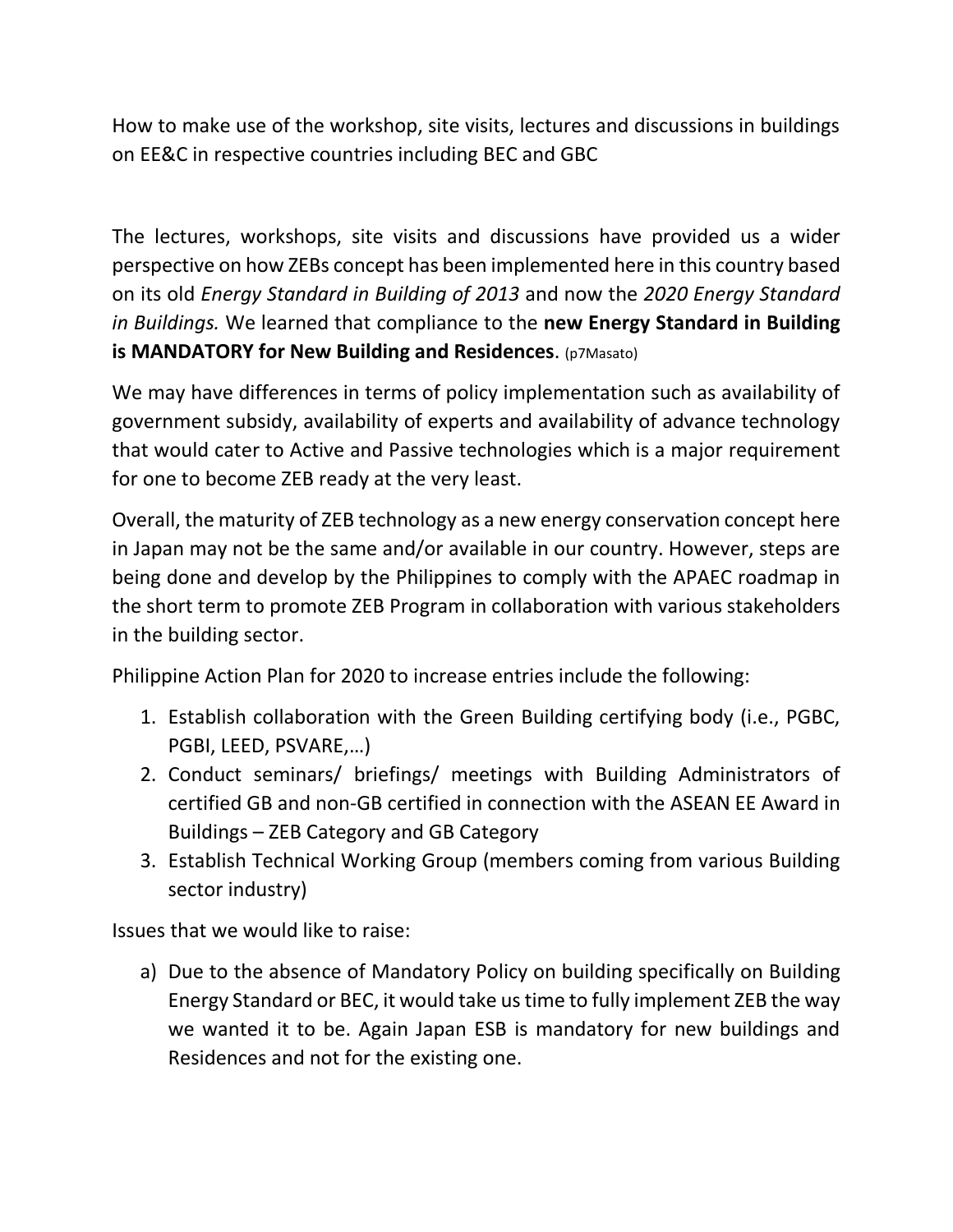How to make use of the workshop, site visits, lectures and discussions in buildings on EE&C in respective countries including BEC and GBC

The lectures, workshops, site visits and discussions have provided us a wider perspective on how ZEBs concept has been implemented here in this country based on its old *Energy Standard in Building of 2013* and now the *2020 Energy Standard in Buildings.* We learned that compliance to the **new Energy Standard in Building is MANDATORY for New Building and Residences**. (p7Masato)

We may have differences in terms of policy implementation such as availability of government subsidy, availability of experts and availability of advance technology that would cater to Active and Passive technologies which is a major requirement for one to become ZEB ready at the very least.

Overall, the maturity of ZEB technology as a new energy conservation concept here in Japan may not be the same and/or available in our country. However, steps are being done and develop by the Philippines to comply with the APAEC roadmap in the short term to promote ZEB Program in collaboration with various stakeholders in the building sector.

Philippine Action Plan for 2020 to increase entries include the following:

1. Establish collaboration with the Green Building certifying body (i.e., PGBC, PGBI, LEED, PSVARE,…)
2. Conduct seminars/ briefings/ meetings with Building Administrators of certified GB and non-GB certified in connection with the ASEAN EE Award in Buildings – ZEB Category and GB Category
3. Establish Technical Working Group (members coming from various Building sector industry)

Issues that we would like to raise:

a) Due to the absence of Mandatory Policy on building specifically on Building Energy Standard or BEC, it would take us time to fully implement ZEB the way we wanted it to be. Again Japan ESB is mandatory for new buildings and Residences and not for the existing one.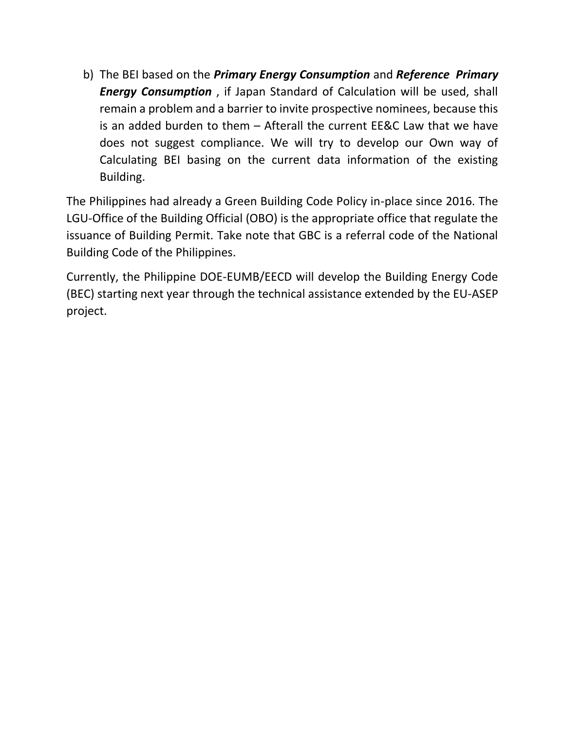b) The BEI based on the ***Primary Energy Consumption*** and ***Reference Primary Energy Consumption*** , if Japan Standard of Calculation will be used, shall remain a problem and a barrier to invite prospective nominees, because this is an added burden to them – Afterall the current EE&C Law that we have does not suggest compliance. We will try to develop our Own way of Calculating BEI basing on the current data information of the existing Building.

The Philippines had already a Green Building Code Policy in-place since 2016. The LGU-Office of the Building Official (OBO) is the appropriate office that regulate the issuance of Building Permit. Take note that GBC is a referral code of the National Building Code of the Philippines.

Currently, the Philippine DOE-EUMB/EECD will develop the Building Energy Code (BEC) starting next year through the technical assistance extended by the EU-ASEP project.